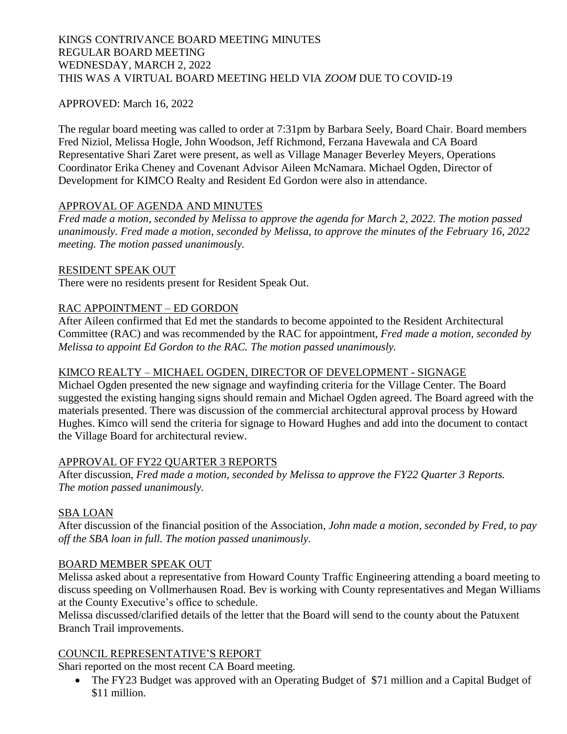KINGS CONTRIVANCE BOARD MEETING MINUTES
REGULAR BOARD MEETING
WEDNESDAY, MARCH 2, 2022
THIS WAS A VIRTUAL BOARD MEETING HELD VIA *ZOOM* DUE TO COVID-19

APPROVED: March 16, 2022

The regular board meeting was called to order at 7:31pm by Barbara Seely, Board Chair. Board members Fred Niziol, Melissa Hogle, John Woodson, Jeff Richmond, Ferzana Havewala and CA Board Representative Shari Zaret were present, as well as Village Manager Beverley Meyers, Operations Coordinator Erika Cheney and Covenant Advisor Aileen McNamara. Michael Ogden, Director of Development for KIMCO Realty and Resident Ed Gordon were also in attendance.

APPROVAL OF AGENDA AND MINUTES

*Fred made a motion, seconded by Melissa to approve the agenda for March 2, 2022. The motion passed unanimously. Fred made a motion, seconded by Melissa, to approve the minutes of the February 16, 2022 meeting. The motion passed unanimously.*

RESIDENT SPEAK OUT

There were no residents present for Resident Speak Out.

RAC APPOINTMENT – ED GORDON

After Aileen confirmed that Ed met the standards to become appointed to the Resident Architectural Committee (RAC) and was recommended by the RAC for appointment, *Fred made a motion, seconded by Melissa to appoint Ed Gordon to the RAC. The motion passed unanimously.*

KIMCO REALTY – MICHAEL OGDEN, DIRECTOR OF DEVELOPMENT - SIGNAGE

Michael Ogden presented the new signage and wayfinding criteria for the Village Center. The Board suggested the existing hanging signs should remain and Michael Ogden agreed. The Board agreed with the materials presented. There was discussion of the commercial architectural approval process by Howard Hughes. Kimco will send the criteria for signage to Howard Hughes and add into the document to contact the Village Board for architectural review.

APPROVAL OF FY22 QUARTER 3 REPORTS

After discussion, *Fred made a motion, seconded by Melissa to approve the FY22 Quarter 3 Reports. The motion passed unanimously.*

SBA LOAN

After discussion of the financial position of the Association, *John made a motion, seconded by Fred, to pay off the SBA loan in full. The motion passed unanimously.*

BOARD MEMBER SPEAK OUT

Melissa asked about a representative from Howard County Traffic Engineering attending a board meeting to discuss speeding on Vollmerhausen Road. Bev is working with County representatives and Megan Williams at the County Executive's office to schedule.

Melissa discussed/clarified details of the letter that the Board will send to the county about the Patuxent Branch Trail improvements.

COUNCIL REPRESENTATIVE'S REPORT

Shari reported on the most recent CA Board meeting.

- The FY23 Budget was approved with an Operating Budget of $71 million and a Capital Budget of $11 million.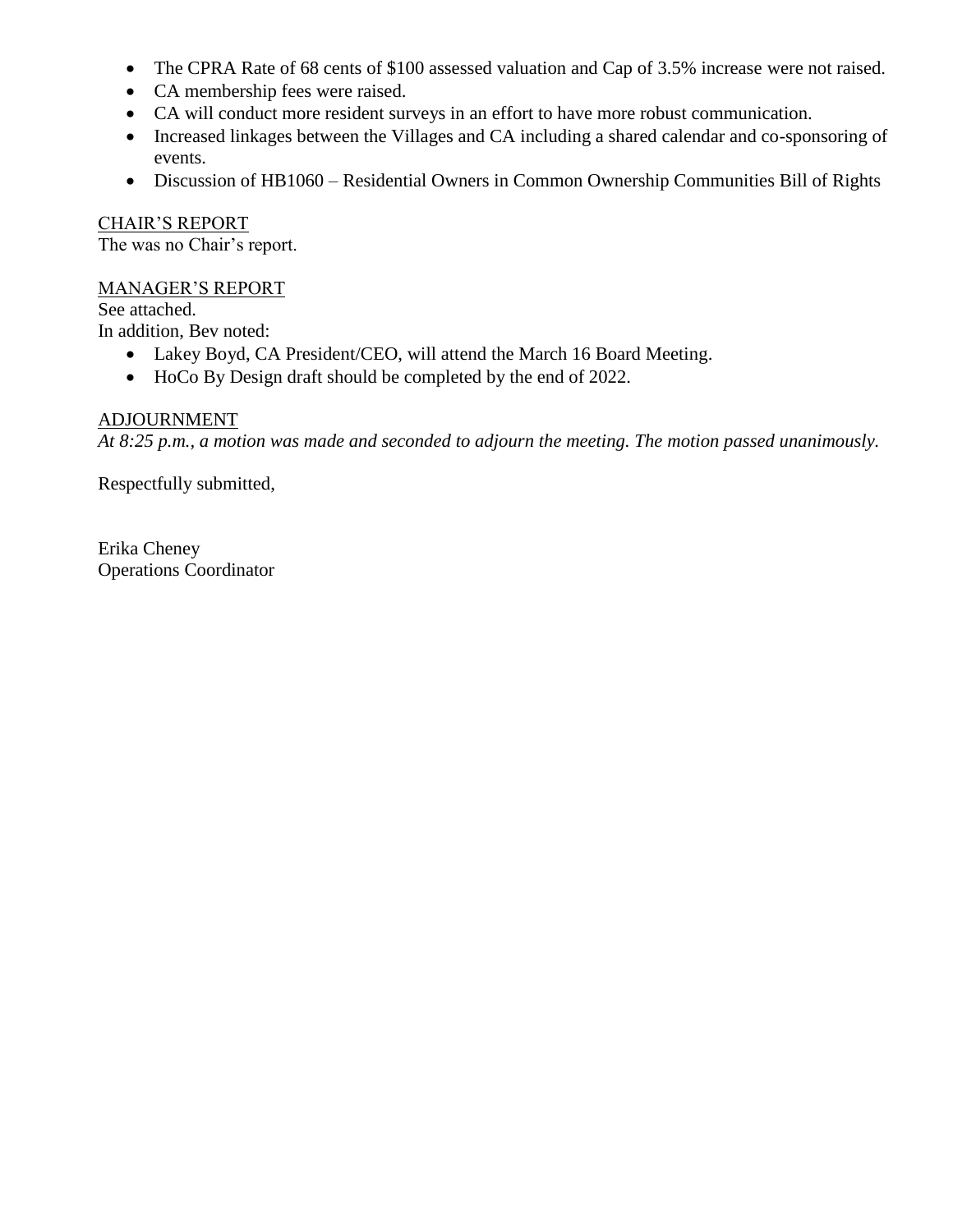- The CPRA Rate of 68 cents of $100 assessed valuation and Cap of 3.5% increase were not raised.
- CA membership fees were raised.
- CA will conduct more resident surveys in an effort to have more robust communication.
- Increased linkages between the Villages and CA including a shared calendar and co-sponsoring of events.
- Discussion of HB1060 – Residential Owners in Common Ownership Communities Bill of Rights

CHAIR'S REPORT

The was no Chair's report.

MANAGER'S REPORT

See attached.

In addition, Bev noted:

- Lakey Boyd, CA President/CEO, will attend the March 16 Board Meeting.
- HoCo By Design draft should be completed by the end of 2022.

ADJOURNMENT

*At 8:25 p.m., a motion was made and seconded to adjourn the meeting. The motion passed unanimously.*

Respectfully submitted,

Erika Cheney
Operations Coordinator